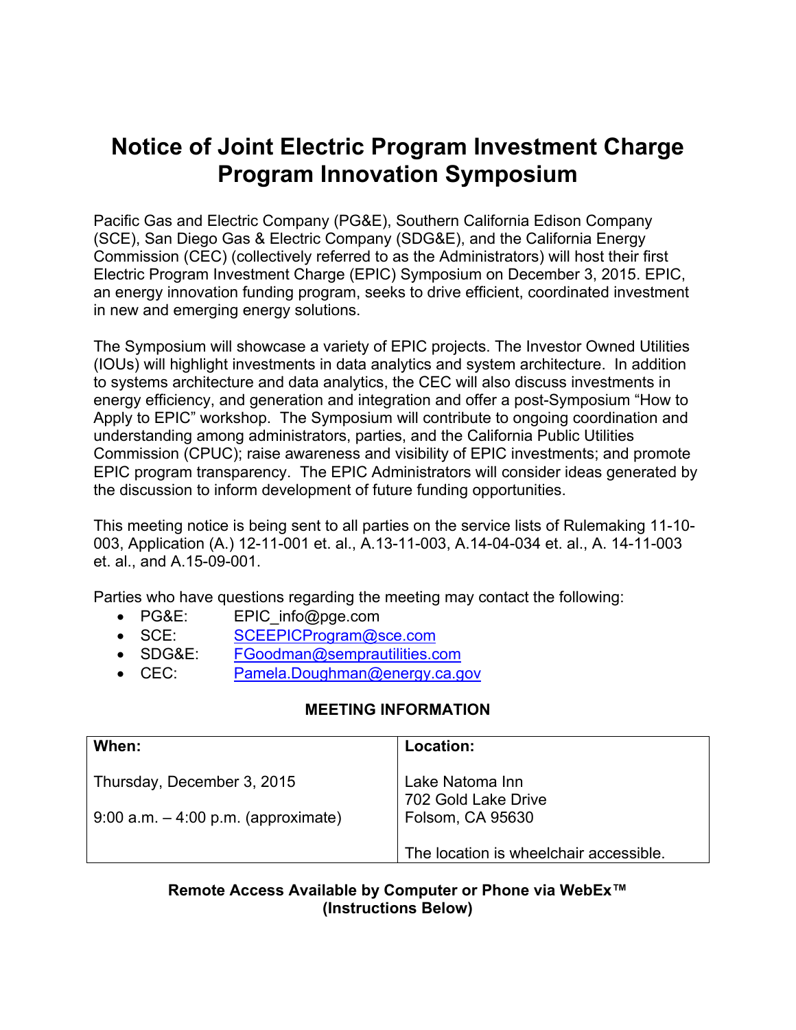# Notice of Joint Electric Program Investment Charge Program Innovation Symposium

Pacific Gas and Electric Company (PG&E), Southern California Edison Company (SCE), San Diego Gas & Electric Company (SDG&E), and the California Energy Commission (CEC) (collectively referred to as the Administrators) will host their first Electric Program Investment Charge (EPIC) Symposium on December 3, 2015. EPIC, an energy innovation funding program, seeks to drive efficient, coordinated investment in new and emerging energy solutions.

The Symposium will showcase a variety of EPIC projects. The Investor Owned Utilities (IOUs) will highlight investments in data analytics and system architecture. In addition to systems architecture and data analytics, the CEC will also discuss investments in energy efficiency, and generation and integration and offer a post-Symposium "How to Apply to EPIC" workshop. The Symposium will contribute to ongoing coordination and understanding among administrators, parties, and the California Public Utilities Commission (CPUC); raise awareness and visibility of EPIC investments; and promote EPIC program transparency. The EPIC Administrators will consider ideas generated by the discussion to inform development of future funding opportunities.

This meeting notice is being sent to all parties on the service lists of Rulemaking 11-10-003, Application (A.) 12-11-001 et. al., A.13-11-003, A.14-04-034 et. al., A. 14-11-003 et. al., and A.15-09-001.

Parties who have questions regarding the meeting may contact the following:

- PG&E: EPIC_info@pge.com
- SCE: SCEEPICProgram@sce.com
- SDG&E: FGoodman@semprautilities.com
- CEC: Pamela.Doughman@energy.ca.gov

**MEETING INFORMATION**

| When: | Location: |
|---|---|
| Thursday, December 3, 2015<br><br>9:00 a.m. – 4:00 p.m. (approximate) | Lake Natoma Inn<br>702 Gold Lake Drive<br>Folsom, CA 95630<br><br>The location is wheelchair accessible. |

**Remote Access Available by Computer or Phone via WebEx™**
**(Instructions Below)**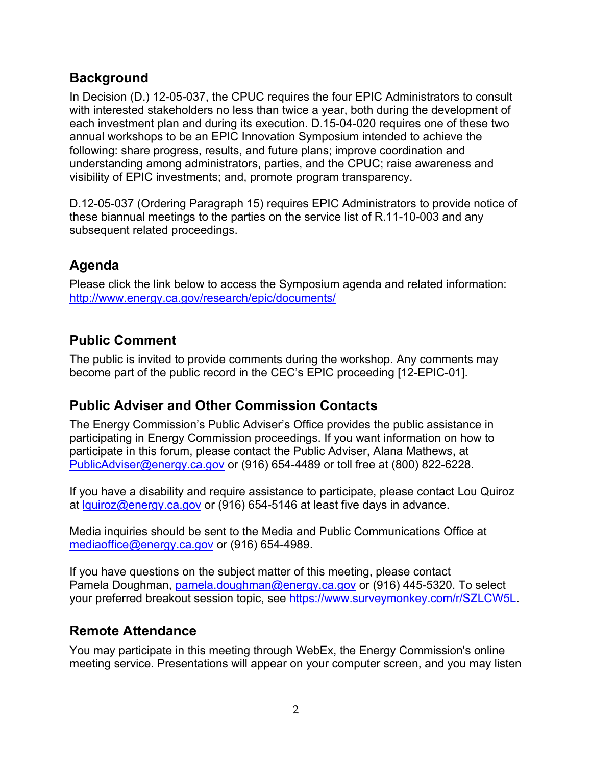## Background

In Decision (D.) 12-05-037, the CPUC requires the four EPIC Administrators to consult with interested stakeholders no less than twice a year, both during the development of each investment plan and during its execution. D.15-04-020 requires one of these two annual workshops to be an EPIC Innovation Symposium intended to achieve the following: share progress, results, and future plans; improve coordination and understanding among administrators, parties, and the CPUC; raise awareness and visibility of EPIC investments; and, promote program transparency.

D.12-05-037 (Ordering Paragraph 15) requires EPIC Administrators to provide notice of these biannual meetings to the parties on the service list of R.11-10-003 and any subsequent related proceedings.

## Agenda

Please click the link below to access the Symposium agenda and related information: [http://www.energy.ca.gov/research/epic/documents/](http://www.energy.ca.gov/research/epic/documents/)

## Public Comment

The public is invited to provide comments during the workshop. Any comments may become part of the public record in the CEC's EPIC proceeding [12-EPIC-01].

## Public Adviser and Other Commission Contacts

The Energy Commission's Public Adviser's Office provides the public assistance in participating in Energy Commission proceedings. If you want information on how to participate in this forum, please contact the Public Adviser, Alana Mathews, at [PublicAdviser@energy.ca.gov](mailto:PublicAdviser@energy.ca.gov) or (916) 654-4489 or toll free at (800) 822-6228.

If you have a disability and require assistance to participate, please contact Lou Quiroz at [lquiroz@energy.ca.gov](mailto:lquiroz@energy.ca.gov) or (916) 654-5146 at least five days in advance.

Media inquiries should be sent to the Media and Public Communications Office at [mediaoffice@energy.ca.gov](mailto:mediaoffice@energy.ca.gov) or (916) 654-4989.

If you have questions on the subject matter of this meeting, please contact Pamela Doughman, [pamela.doughman@energy.ca.gov](mailto:pamela.doughman@energy.ca.gov) or (916) 445-5320. To select your preferred breakout session topic, see [https://www.surveymonkey.com/r/SZLCW5L](https://www.surveymonkey.com/r/SZLCW5L).

## Remote Attendance

You may participate in this meeting through WebEx, the Energy Commission's online meeting service. Presentations will appear on your computer screen, and you may listen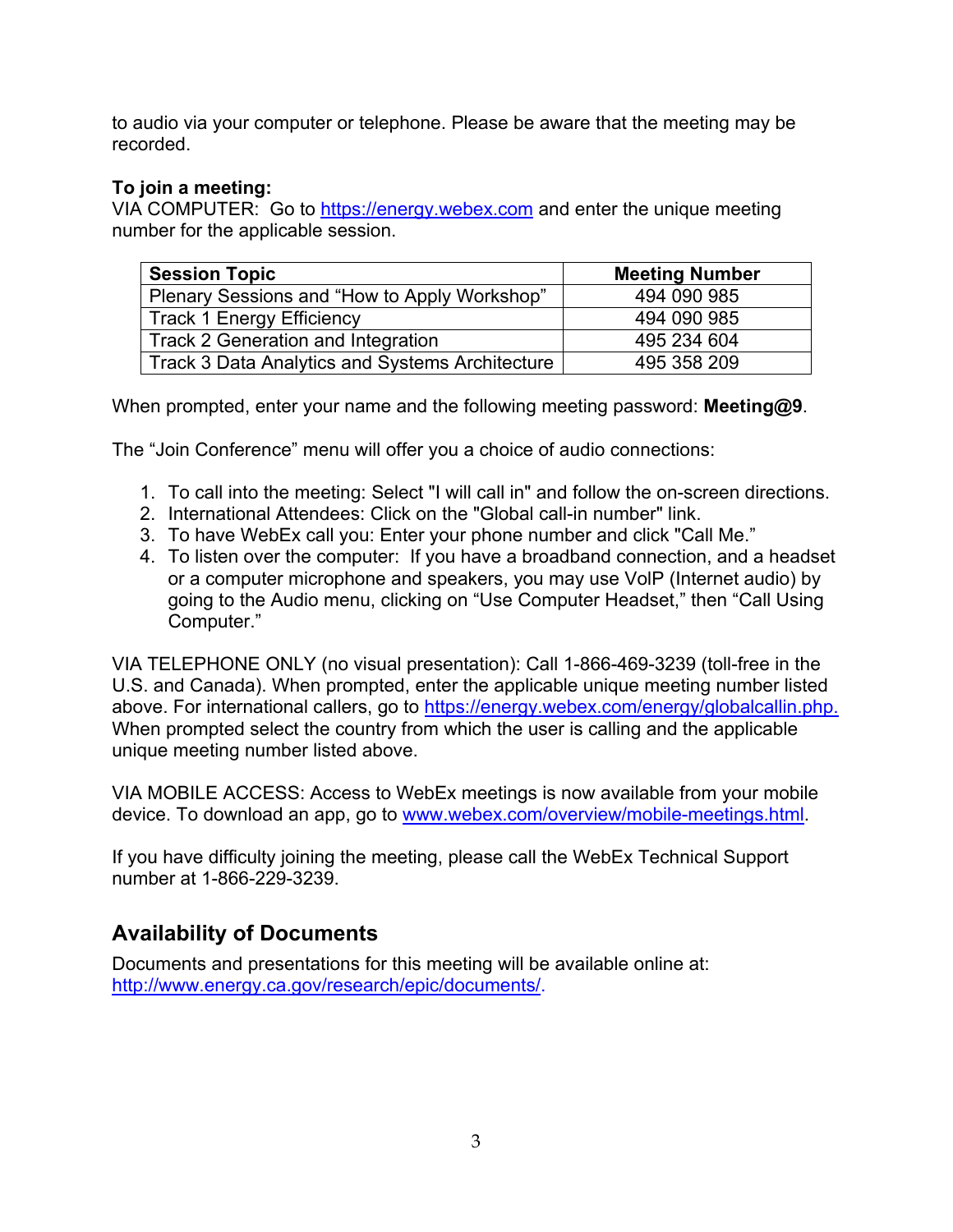to audio via your computer or telephone. Please be aware that the meeting may be recorded.

**To join a meeting:**
VIA COMPUTER: Go to https://energy.webex.com and enter the unique meeting number for the applicable session.

| Session Topic | Meeting Number |
|---|---|
| Plenary Sessions and "How to Apply Workshop" | 494 090 985 |
| Track 1 Energy Efficiency | 494 090 985 |
| Track 2 Generation and Integration | 495 234 604 |
| Track 3 Data Analytics and Systems Architecture | 495 358 209 |

When prompted, enter your name and the following meeting password: **Meeting@9**.

The "Join Conference" menu will offer you a choice of audio connections:

1. To call into the meeting: Select "I will call in" and follow the on-screen directions.
2. International Attendees: Click on the "Global call-in number" link.
3. To have WebEx call you: Enter your phone number and click "Call Me."
4. To listen over the computer: If you have a broadband connection, and a headset or a computer microphone and speakers, you may use VolP (Internet audio) by going to the Audio menu, clicking on "Use Computer Headset," then "Call Using Computer."

VIA TELEPHONE ONLY (no visual presentation): Call 1-866-469-3239 (toll-free in the U.S. and Canada). When prompted, enter the applicable unique meeting number listed above. For international callers, go to https://energy.webex.com/energy/globalcallin.php. When prompted select the country from which the user is calling and the applicable unique meeting number listed above.

VIA MOBILE ACCESS: Access to WebEx meetings is now available from your mobile device. To download an app, go to www.webex.com/overview/mobile-meetings.html.

If you have difficulty joining the meeting, please call the WebEx Technical Support number at 1-866-229-3239.

## Availability of Documents

Documents and presentations for this meeting will be available online at: http://www.energy.ca.gov/research/epic/documents/.